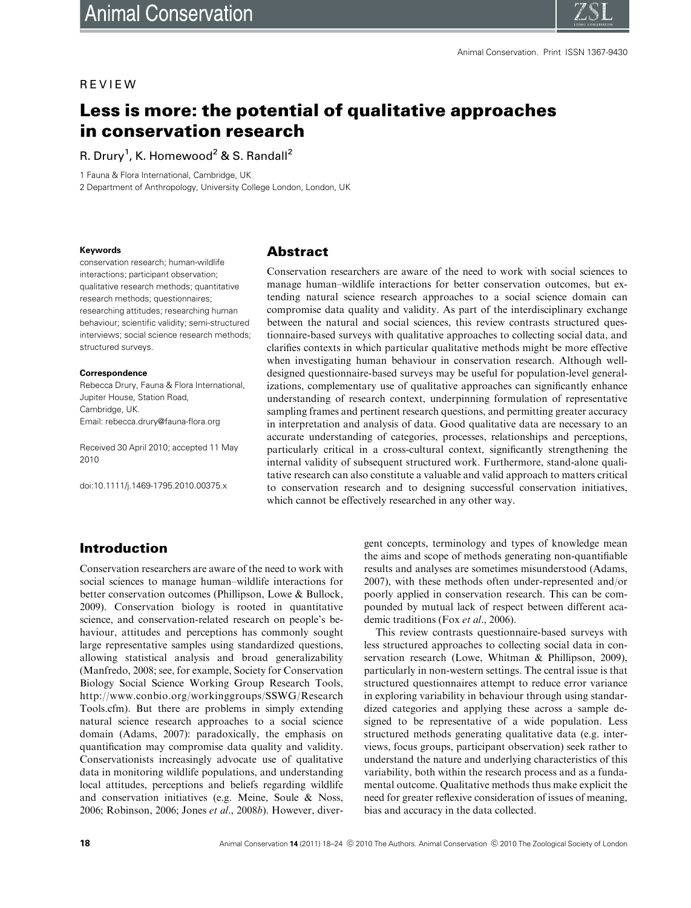REVIEW

# Less is more: the potential of qualitative approaches in conservation research

R. Drury[1], K. Homewood[2] & S. Randall[2]

1 Fauna & Flora International, Cambridge, UK

2 Department of Anthropology, University College London, London, UK

**Keywords**

conservation research; human-wildlife interactions; participant observation; qualitative research methods; quantitative research methods; questionnaires; researching attitudes; researching human behaviour; scientific validity; semi-structured interviews; social science research methods; structured surveys.

**Correspondence**

Rebecca Drury, Fauna & Flora International, Jupiter House, Station Road, Cambridge, UK.
Email: rebecca.drury@fauna-flora.org

Received 30 April 2010; accepted 11 May 2010

doi:10.1111/j.1469-1795.2010.00375.x

## Abstract

Conservation researchers are aware of the need to work with social sciences to manage human–wildlife interactions for better conservation outcomes, but extending natural science research approaches to a social science domain can compromise data quality and validity. As part of the interdisciplinary exchange between the natural and social sciences, this review contrasts structured questionnaire-based surveys with qualitative approaches to collecting social data, and clarifies contexts in which particular qualitative methods might be more effective when investigating human behaviour in conservation research. Although well-designed questionnaire-based surveys may be useful for population-level generalizations, complementary use of qualitative approaches can significantly enhance understanding of research context, underpinning formulation of representative sampling frames and pertinent research questions, and permitting greater accuracy in interpretation and analysis of data. Good qualitative data are necessary to an accurate understanding of categories, processes, relationships and perceptions, particularly critical in a cross-cultural context, significantly strengthening the internal validity of subsequent structured work. Furthermore, stand-alone qualitative research can also constitute a valuable and valid approach to matters critical to conservation research and to designing successful conservation initiatives, which cannot be effectively researched in any other way.

## Introduction

Conservation researchers are aware of the need to work with social sciences to manage human–wildlife interactions for better conservation outcomes (Phillipson, Lowe & Bullock, 2009). Conservation biology is rooted in quantitative science, and conservation-related research on people's behaviour, attitudes and perceptions has commonly sought large representative samples using standardized questions, allowing statistical analysis and broad generalizability (Manfredo, 2008; see, for example, Society for Conservation Biology Social Science Working Group Research Tools, http://www.conbio.org/workinggroups/SSWG/ResearchTools.cfm). But there are problems in simply extending natural science research approaches to a social science domain (Adams, 2007): paradoxically, the emphasis on quantification may compromise data quality and validity. Conservationists increasingly advocate use of qualitative data in monitoring wildlife populations, and understanding local attitudes, perceptions and beliefs regarding wildlife and conservation initiatives (e.g. Meine, Soule & Noss, 2006; Robinson, 2006; Jones *et al*., 2008*b*). However, divergent concepts, terminology and types of knowledge mean the aims and scope of methods generating non-quantifiable results and analyses are sometimes misunderstood (Adams, 2007), with these methods often under-represented and/or poorly applied in conservation research. This can be compounded by mutual lack of respect between different academic traditions (Fox *et al*., 2006).

This review contrasts questionnaire-based surveys with less structured approaches to collecting social data in conservation research (Lowe, Whitman & Phillipson, 2009), particularly in non-western settings. The central issue is that structured questionnaires attempt to reduce error variance in exploring variability in behaviour through using standardized categories and applying these across a sample designed to be representative of a wide population. Less structured methods generating qualitative data (e.g. interviews, focus groups, participant observation) seek rather to understand the nature and underlying characteristics of this variability, both within the research process and as a fundamental outcome. Qualitative methods thus make explicit the need for greater reflexive consideration of issues of meaning, bias and accuracy in the data collected.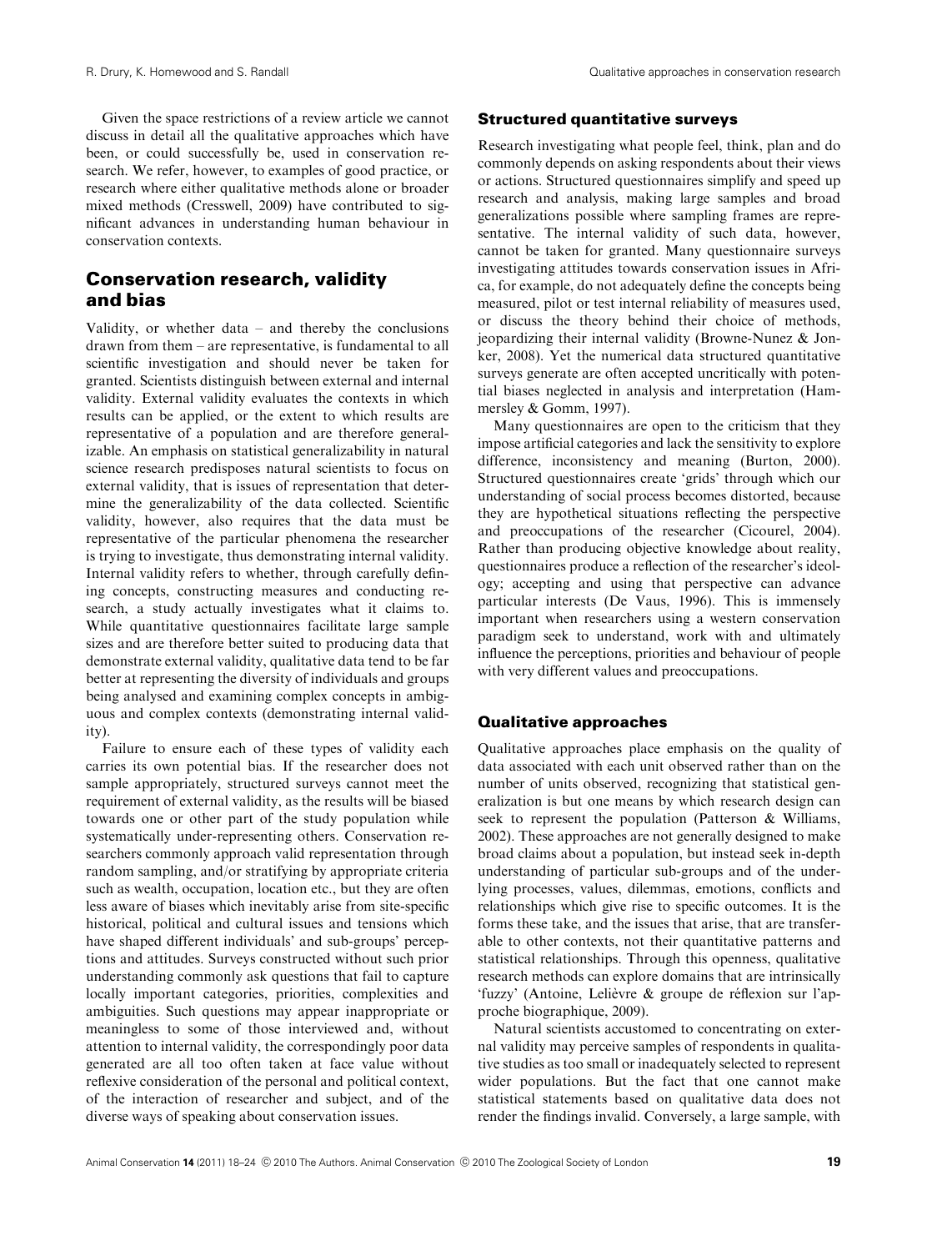Given the space restrictions of a review article we cannot discuss in detail all the qualitative approaches which have been, or could successfully be, used in conservation research. We refer, however, to examples of good practice, or research where either qualitative methods alone or broader mixed methods (Cresswell, 2009) have contributed to significant advances in understanding human behaviour in conservation contexts.

## Conservation research, validity and bias

Validity, or whether data – and thereby the conclusions drawn from them – are representative, is fundamental to all scientific investigation and should never be taken for granted. Scientists distinguish between external and internal validity. External validity evaluates the contexts in which results can be applied, or the extent to which results are representative of a population and are therefore generalizable. An emphasis on statistical generalizability in natural science research predisposes natural scientists to focus on external validity, that is issues of representation that determine the generalizability of the data collected. Scientific validity, however, also requires that the data must be representative of the particular phenomena the researcher is trying to investigate, thus demonstrating internal validity. Internal validity refers to whether, through carefully defining concepts, constructing measures and conducting research, a study actually investigates what it claims to. While quantitative questionnaires facilitate large sample sizes and are therefore better suited to producing data that demonstrate external validity, qualitative data tend to be far better at representing the diversity of individuals and groups being analysed and examining complex concepts in ambiguous and complex contexts (demonstrating internal validity).

Failure to ensure each of these types of validity each carries its own potential bias. If the researcher does not sample appropriately, structured surveys cannot meet the requirement of external validity, as the results will be biased towards one or other part of the study population while systematically under-representing others. Conservation researchers commonly approach valid representation through random sampling, and/or stratifying by appropriate criteria such as wealth, occupation, location etc., but they are often less aware of biases which inevitably arise from site-specific historical, political and cultural issues and tensions which have shaped different individuals' and sub-groups' perceptions and attitudes. Surveys constructed without such prior understanding commonly ask questions that fail to capture locally important categories, priorities, complexities and ambiguities. Such questions may appear inappropriate or meaningless to some of those interviewed and, without attention to internal validity, the correspondingly poor data generated are all too often taken at face value without reflexive consideration of the personal and political context, of the interaction of researcher and subject, and of the diverse ways of speaking about conservation issues.

### Structured quantitative surveys

Research investigating what people feel, think, plan and do commonly depends on asking respondents about their views or actions. Structured questionnaires simplify and speed up research and analysis, making large samples and broad generalizations possible where sampling frames are representative. The internal validity of such data, however, cannot be taken for granted. Many questionnaire surveys investigating attitudes towards conservation issues in Africa, for example, do not adequately define the concepts being measured, pilot or test internal reliability of measures used, or discuss the theory behind their choice of methods, jeopardizing their internal validity (Browne-Nunez & Jonker, 2008). Yet the numerical data structured quantitative surveys generate are often accepted uncritically with potential biases neglected in analysis and interpretation (Hammersley & Gomm, 1997).

Many questionnaires are open to the criticism that they impose artificial categories and lack the sensitivity to explore difference, inconsistency and meaning (Burton, 2000). Structured questionnaires create 'grids' through which our understanding of social process becomes distorted, because they are hypothetical situations reflecting the perspective and preoccupations of the researcher (Cicourel, 2004). Rather than producing objective knowledge about reality, questionnaires produce a reflection of the researcher's ideology; accepting and using that perspective can advance particular interests (De Vaus, 1996). This is immensely important when researchers using a western conservation paradigm seek to understand, work with and ultimately influence the perceptions, priorities and behaviour of people with very different values and preoccupations.

### Qualitative approaches

Qualitative approaches place emphasis on the quality of data associated with each unit observed rather than on the number of units observed, recognizing that statistical generalization is but one means by which research design can seek to represent the population (Patterson & Williams, 2002). These approaches are not generally designed to make broad claims about a population, but instead seek in-depth understanding of particular sub-groups and of the underlying processes, values, dilemmas, emotions, conflicts and relationships which give rise to specific outcomes. It is the forms these take, and the issues that arise, that are transferable to other contexts, not their quantitative patterns and statistical relationships. Through this openness, qualitative research methods can explore domains that are intrinsically 'fuzzy' (Antoine, Lelièvre & groupe de réflexion sur l'approche biographique, 2009).

Natural scientists accustomed to concentrating on external validity may perceive samples of respondents in qualitative studies as too small or inadequately selected to represent wider populations. But the fact that one cannot make statistical statements based on qualitative data does not render the findings invalid. Conversely, a large sample, with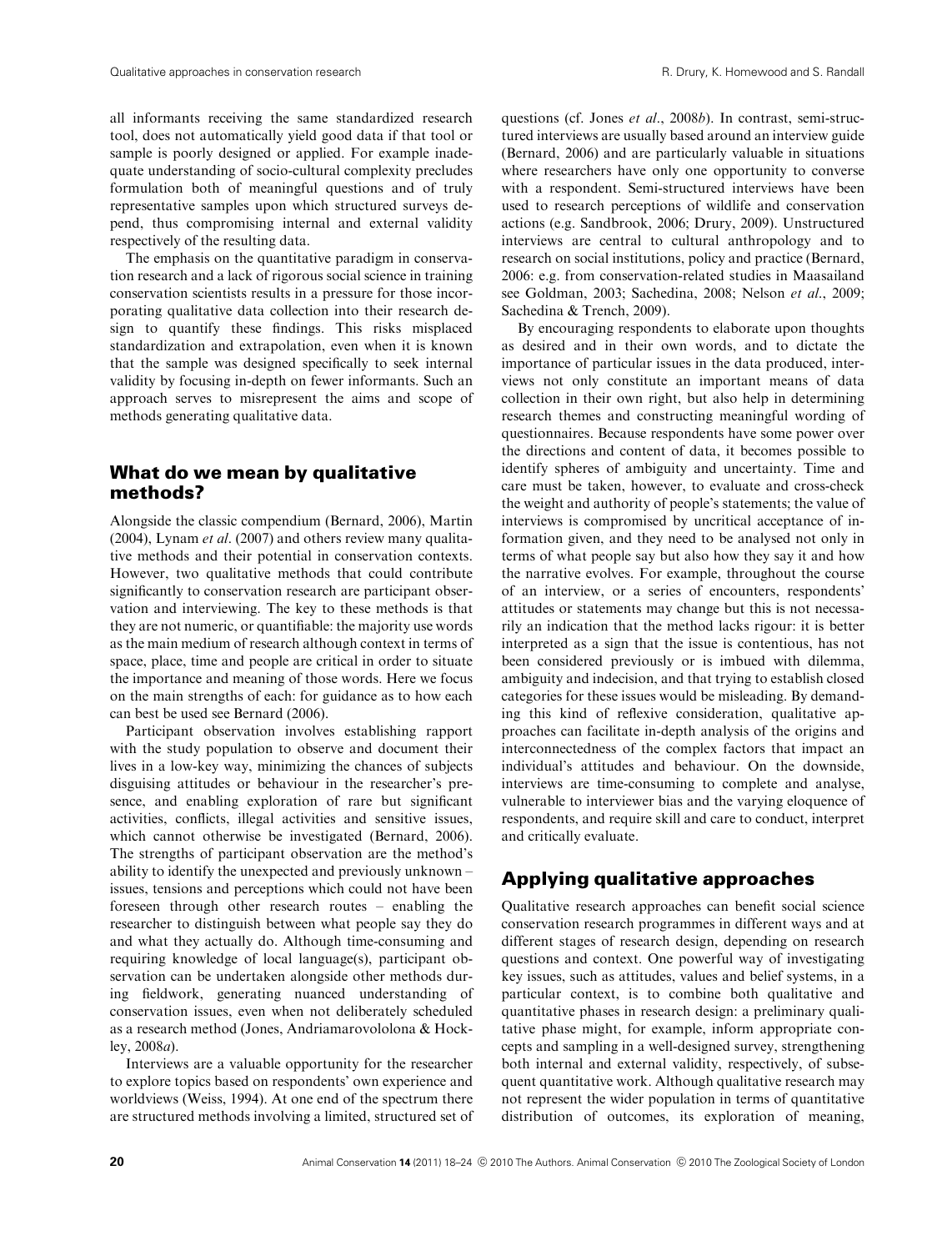all informants receiving the same standardized research tool, does not automatically yield good data if that tool or sample is poorly designed or applied. For example inadequate understanding of socio-cultural complexity precludes formulation both of meaningful questions and of truly representative samples upon which structured surveys depend, thus compromising internal and external validity respectively of the resulting data.

The emphasis on the quantitative paradigm in conservation research and a lack of rigorous social science in training conservation scientists results in a pressure for those incorporating qualitative data collection into their research design to quantify these findings. This risks misplaced standardization and extrapolation, even when it is known that the sample was designed specifically to seek internal validity by focusing in-depth on fewer informants. Such an approach serves to misrepresent the aims and scope of methods generating qualitative data.

## What do we mean by qualitative methods?

Alongside the classic compendium (Bernard, 2006), Martin (2004), Lynam *et al*. (2007) and others review many qualitative methods and their potential in conservation contexts. However, two qualitative methods that could contribute significantly to conservation research are participant observation and interviewing. The key to these methods is that they are not numeric, or quantifiable: the majority use words as the main medium of research although context in terms of space, place, time and people are critical in order to situate the importance and meaning of those words. Here we focus on the main strengths of each: for guidance as to how each can best be used see Bernard (2006).

Participant observation involves establishing rapport with the study population to observe and document their lives in a low-key way, minimizing the chances of subjects disguising attitudes or behaviour in the researcher's presence, and enabling exploration of rare but significant activities, conflicts, illegal activities and sensitive issues, which cannot otherwise be investigated (Bernard, 2006). The strengths of participant observation are the method's ability to identify the unexpected and previously unknown – issues, tensions and perceptions which could not have been foreseen through other research routes – enabling the researcher to distinguish between what people say they do and what they actually do. Although time-consuming and requiring knowledge of local language(s), participant observation can be undertaken alongside other methods during fieldwork, generating nuanced understanding of conservation issues, even when not deliberately scheduled as a research method (Jones, Andriamarovololona & Hockley, 2008*a*).

Interviews are a valuable opportunity for the researcher to explore topics based on respondents' own experience and worldviews (Weiss, 1994). At one end of the spectrum there are structured methods involving a limited, structured set of questions (cf. Jones *et al*., 2008*b*). In contrast, semi-structured interviews are usually based around an interview guide (Bernard, 2006) and are particularly valuable in situations where researchers have only one opportunity to converse with a respondent. Semi-structured interviews have been used to research perceptions of wildlife and conservation actions (e.g. Sandbrook, 2006; Drury, 2009). Unstructured interviews are central to cultural anthropology and to research on social institutions, policy and practice (Bernard, 2006: e.g. from conservation-related studies in Maasailand see Goldman, 2003; Sachedina, 2008; Nelson *et al*., 2009; Sachedina & Trench, 2009).

By encouraging respondents to elaborate upon thoughts as desired and in their own words, and to dictate the importance of particular issues in the data produced, interviews not only constitute an important means of data collection in their own right, but also help in determining research themes and constructing meaningful wording of questionnaires. Because respondents have some power over the directions and content of data, it becomes possible to identify spheres of ambiguity and uncertainty. Time and care must be taken, however, to evaluate and cross-check the weight and authority of people's statements; the value of interviews is compromised by uncritical acceptance of information given, and they need to be analysed not only in terms of what people say but also how they say it and how the narrative evolves. For example, throughout the course of an interview, or a series of encounters, respondents' attitudes or statements may change but this is not necessarily an indication that the method lacks rigour: it is better interpreted as a sign that the issue is contentious, has not been considered previously or is imbued with dilemma, ambiguity and indecision, and that trying to establish closed categories for these issues would be misleading. By demanding this kind of reflexive consideration, qualitative approaches can facilitate in-depth analysis of the origins and interconnectedness of the complex factors that impact an individual's attitudes and behaviour. On the downside, interviews are time-consuming to complete and analyse, vulnerable to interviewer bias and the varying eloquence of respondents, and require skill and care to conduct, interpret and critically evaluate.

## Applying qualitative approaches

Qualitative research approaches can benefit social science conservation research programmes in different ways and at different stages of research design, depending on research questions and context. One powerful way of investigating key issues, such as attitudes, values and belief systems, in a particular context, is to combine both qualitative and quantitative phases in research design: a preliminary qualitative phase might, for example, inform appropriate concepts and sampling in a well-designed survey, strengthening both internal and external validity, respectively, of subsequent quantitative work. Although qualitative research may not represent the wider population in terms of quantitative distribution of outcomes, its exploration of meaning,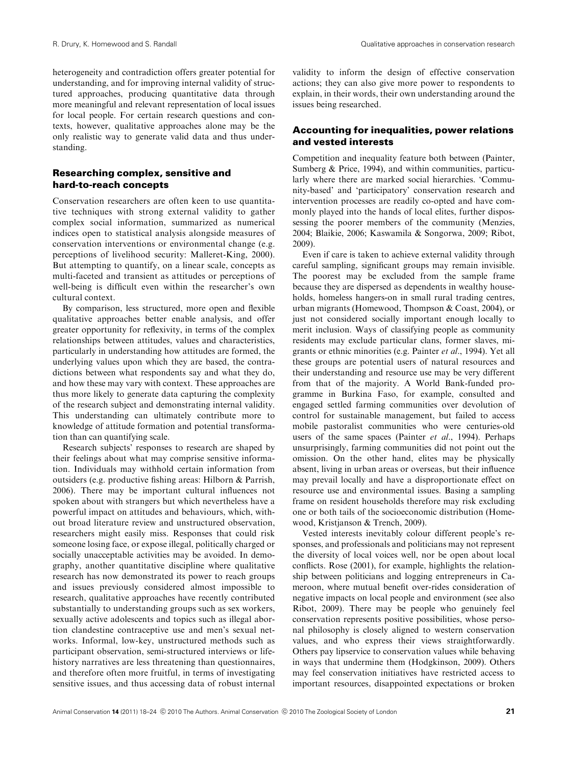heterogeneity and contradiction offers greater potential for understanding, and for improving internal validity of structured approaches, producing quantitative data through more meaningful and relevant representation of local issues for local people. For certain research questions and contexts, however, qualitative approaches alone may be the only realistic way to generate valid data and thus understanding.

## Researching complex, sensitive and hard-to-reach concepts

Conservation researchers are often keen to use quantitative techniques with strong external validity to gather complex social information, summarized as numerical indices open to statistical analysis alongside measures of conservation interventions or environmental change (e.g. perceptions of livelihood security: Malleret-King, 2000). But attempting to quantify, on a linear scale, concepts as multi-faceted and transient as attitudes or perceptions of well-being is difficult even within the researcher's own cultural context.

By comparison, less structured, more open and flexible qualitative approaches better enable analysis, and offer greater opportunity for reflexivity, in terms of the complex relationships between attitudes, values and characteristics, particularly in understanding how attitudes are formed, the underlying values upon which they are based, the contradictions between what respondents say and what they do, and how these may vary with context. These approaches are thus more likely to generate data capturing the complexity of the research subject and demonstrating internal validity. This understanding can ultimately contribute more to knowledge of attitude formation and potential transformation than can quantifying scale.

Research subjects' responses to research are shaped by their feelings about what may comprise sensitive information. Individuals may withhold certain information from outsiders (e.g. productive fishing areas: Hilborn & Parrish, 2006). There may be important cultural influences not spoken about with strangers but which nevertheless have a powerful impact on attitudes and behaviours, which, without broad literature review and unstructured observation, researchers might easily miss. Responses that could risk someone losing face, or expose illegal, politically charged or socially unacceptable activities may be avoided. In demography, another quantitative discipline where qualitative research has now demonstrated its power to reach groups and issues previously considered almost impossible to research, qualitative approaches have recently contributed substantially to understanding groups such as sex workers, sexually active adolescents and topics such as illegal abortion clandestine contraceptive use and men's sexual networks. Informal, low-key, unstructured methods such as participant observation, semi-structured interviews or life-history narratives are less threatening than questionnaires, and therefore often more fruitful, in terms of investigating sensitive issues, and thus accessing data of robust internal validity to inform the design of effective conservation actions; they can also give more power to respondents to explain, in their words, their own understanding around the issues being researched.

## Accounting for inequalities, power relations and vested interests

Competition and inequality feature both between (Painter, Sumberg & Price, 1994), and within communities, particularly where there are marked social hierarchies. 'Community-based' and 'participatory' conservation research and intervention processes are readily co-opted and have commonly played into the hands of local elites, further dispossessing the poorer members of the community (Menzies, 2004; Blaikie, 2006; Kaswamila & Songorwa, 2009; Ribot, 2009).

Even if care is taken to achieve external validity through careful sampling, significant groups may remain invisible. The poorest may be excluded from the sample frame because they are dispersed as dependents in wealthy households, homeless hangers-on in small rural trading centres, urban migrants (Homewood, Thompson & Coast, 2004), or just not considered socially important enough locally to merit inclusion. Ways of classifying people as community residents may exclude particular clans, former slaves, migrants or ethnic minorities (e.g. Painter *et al*., 1994). Yet all these groups are potential users of natural resources and their understanding and resource use may be very different from that of the majority. A World Bank-funded programme in Burkina Faso, for example, consulted and engaged settled farming communities over devolution of control for sustainable management, but failed to access mobile pastoralist communities who were centuries-old users of the same spaces (Painter *et al*., 1994). Perhaps unsurprisingly, farming communities did not point out the omission. On the other hand, elites may be physically absent, living in urban areas or overseas, but their influence may prevail locally and have a disproportionate effect on resource use and environmental issues. Basing a sampling frame on resident households therefore may risk excluding one or both tails of the socioeconomic distribution (Homewood, Kristjanson & Trench, 2009).

Vested interests inevitably colour different people's responses, and professionals and politicians may not represent the diversity of local voices well, nor be open about local conflicts. Rose (2001), for example, highlights the relationship between politicians and logging entrepreneurs in Cameroon, where mutual benefit over-rides consideration of negative impacts on local people and environment (see also Ribot, 2009). There may be people who genuinely feel conservation represents positive possibilities, whose personal philosophy is closely aligned to western conservation values, and who express their views straightforwardly. Others pay lipservice to conservation values while behaving in ways that undermine them (Hodgkinson, 2009). Others may feel conservation initiatives have restricted access to important resources, disappointed expectations or broken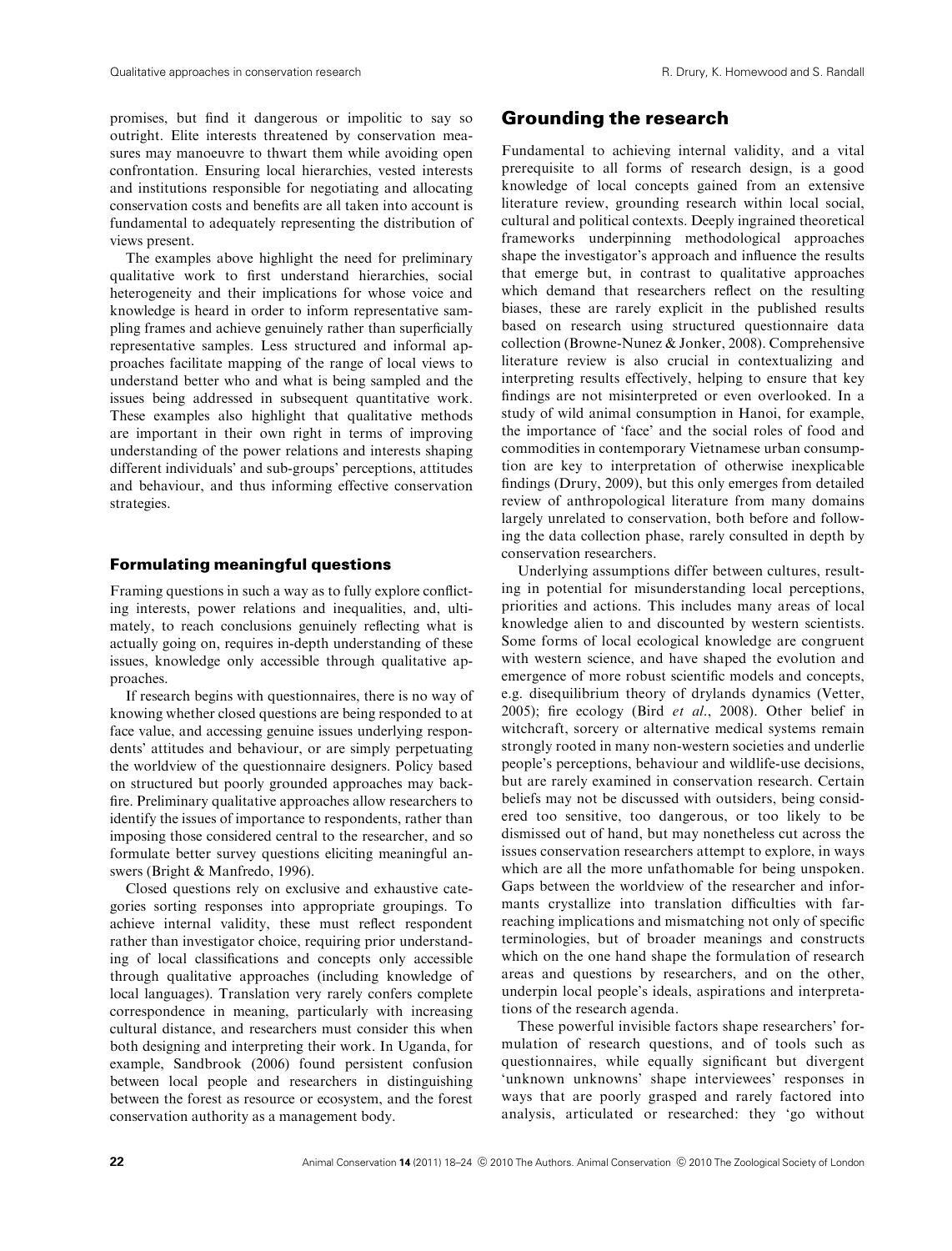promises, but find it dangerous or impolitic to say so outright. Elite interests threatened by conservation measures may manoeuvre to thwart them while avoiding open confrontation. Ensuring local hierarchies, vested interests and institutions responsible for negotiating and allocating conservation costs and benefits are all taken into account is fundamental to adequately representing the distribution of views present.

The examples above highlight the need for preliminary qualitative work to first understand hierarchies, social heterogeneity and their implications for whose voice and knowledge is heard in order to inform representative sampling frames and achieve genuinely rather than superficially representative samples. Less structured and informal approaches facilitate mapping of the range of local views to understand better who and what is being sampled and the issues being addressed in subsequent quantitative work. These examples also highlight that qualitative methods are important in their own right in terms of improving understanding of the power relations and interests shaping different individuals' and sub-groups' perceptions, attitudes and behaviour, and thus informing effective conservation strategies.

### Formulating meaningful questions

Framing questions in such a way as to fully explore conflicting interests, power relations and inequalities, and, ultimately, to reach conclusions genuinely reflecting what is actually going on, requires in-depth understanding of these issues, knowledge only accessible through qualitative approaches.

If research begins with questionnaires, there is no way of knowing whether closed questions are being responded to at face value, and accessing genuine issues underlying respondents' attitudes and behaviour, or are simply perpetuating the worldview of the questionnaire designers. Policy based on structured but poorly grounded approaches may backfire. Preliminary qualitative approaches allow researchers to identify the issues of importance to respondents, rather than imposing those considered central to the researcher, and so formulate better survey questions eliciting meaningful answers (Bright & Manfredo, 1996).

Closed questions rely on exclusive and exhaustive categories sorting responses into appropriate groupings. To achieve internal validity, these must reflect respondent rather than investigator choice, requiring prior understanding of local classifications and concepts only accessible through qualitative approaches (including knowledge of local languages). Translation very rarely confers complete correspondence in meaning, particularly with increasing cultural distance, and researchers must consider this when both designing and interpreting their work. In Uganda, for example, Sandbrook (2006) found persistent confusion between local people and researchers in distinguishing between the forest as resource or ecosystem, and the forest conservation authority as a management body.

## Grounding the research

Fundamental to achieving internal validity, and a vital prerequisite to all forms of research design, is a good knowledge of local concepts gained from an extensive literature review, grounding research within local social, cultural and political contexts. Deeply ingrained theoretical frameworks underpinning methodological approaches shape the investigator's approach and influence the results that emerge but, in contrast to qualitative approaches which demand that researchers reflect on the resulting biases, these are rarely explicit in the published results based on research using structured questionnaire data collection (Browne-Nunez & Jonker, 2008). Comprehensive literature review is also crucial in contextualizing and interpreting results effectively, helping to ensure that key findings are not misinterpreted or even overlooked. In a study of wild animal consumption in Hanoi, for example, the importance of 'face' and the social roles of food and commodities in contemporary Vietnamese urban consumption are key to interpretation of otherwise inexplicable findings (Drury, 2009), but this only emerges from detailed review of anthropological literature from many domains largely unrelated to conservation, both before and following the data collection phase, rarely consulted in depth by conservation researchers.

Underlying assumptions differ between cultures, resulting in potential for misunderstanding local perceptions, priorities and actions. This includes many areas of local knowledge alien to and discounted by western scientists. Some forms of local ecological knowledge are congruent with western science, and have shaped the evolution and emergence of more robust scientific models and concepts, e.g. disequilibrium theory of drylands dynamics (Vetter, 2005); fire ecology (Bird *et al*., 2008). Other belief in witchcraft, sorcery or alternative medical systems remain strongly rooted in many non-western societies and underlie people's perceptions, behaviour and wildlife-use decisions, but are rarely examined in conservation research. Certain beliefs may not be discussed with outsiders, being considered too sensitive, too dangerous, or too likely to be dismissed out of hand, but may nonetheless cut across the issues conservation researchers attempt to explore, in ways which are all the more unfathomable for being unspoken. Gaps between the worldview of the researcher and informants crystallize into translation difficulties with far-reaching implications and mismatching not only of specific terminologies, but of broader meanings and constructs which on the one hand shape the formulation of research areas and questions by researchers, and on the other, underpin local people's ideals, aspirations and interpretations of the research agenda.

These powerful invisible factors shape researchers' formulation of research questions, and of tools such as questionnaires, while equally significant but divergent 'unknown unknowns' shape interviewees' responses in ways that are poorly grasped and rarely factored into analysis, articulated or researched: they 'go without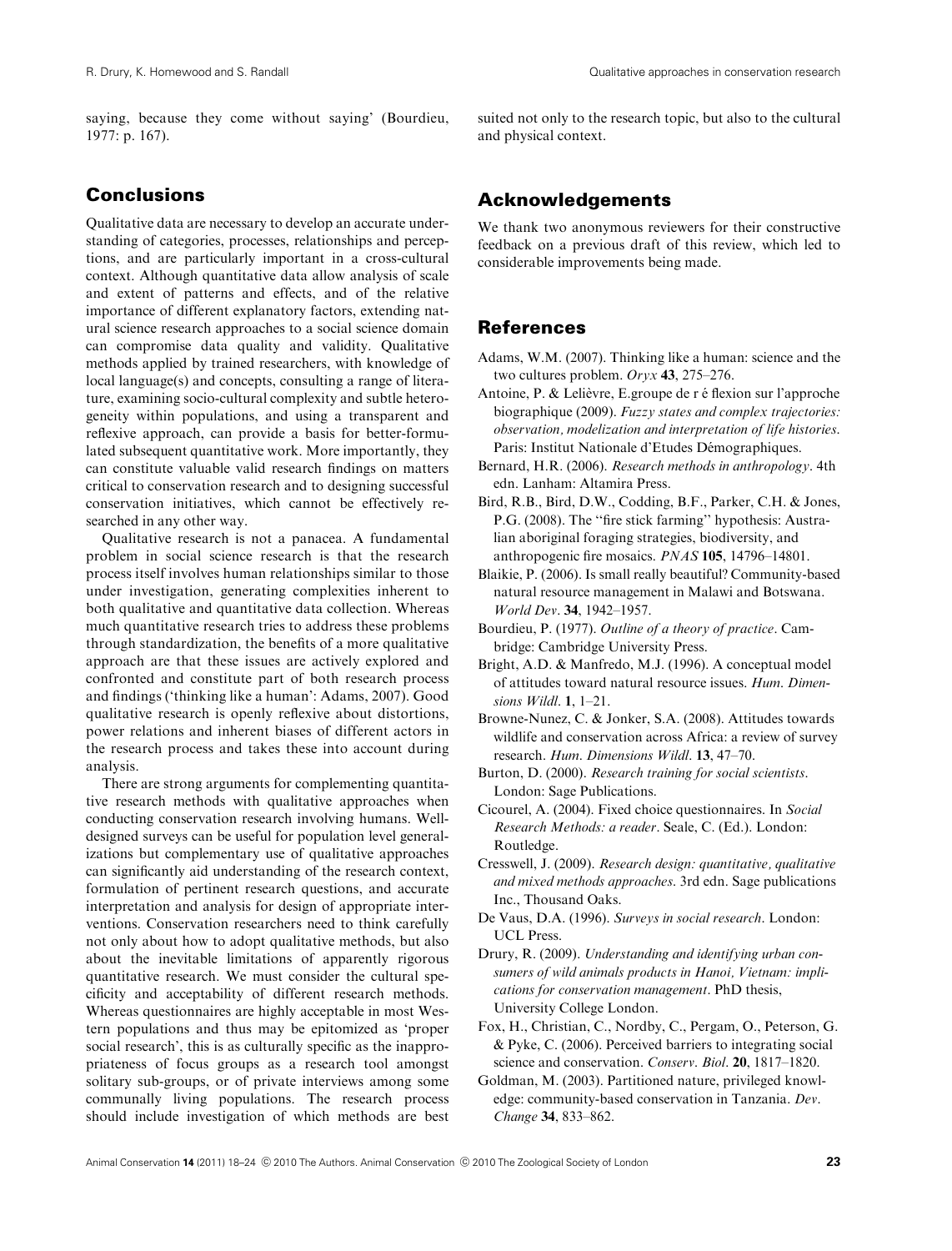saying, because they come without saying' (Bourdieu, 1977: p. 167).

## Conclusions

Qualitative data are necessary to develop an accurate understanding of categories, processes, relationships and perceptions, and are particularly important in a cross-cultural context. Although quantitative data allow analysis of scale and extent of patterns and effects, and of the relative importance of different explanatory factors, extending natural science research approaches to a social science domain can compromise data quality and validity. Qualitative methods applied by trained researchers, with knowledge of local language(s) and concepts, consulting a range of literature, examining socio-cultural complexity and subtle heterogeneity within populations, and using a transparent and reflexive approach, can provide a basis for better-formulated subsequent quantitative work. More importantly, they can constitute valuable valid research findings on matters critical to conservation research and to designing successful conservation initiatives, which cannot be effectively researched in any other way.

Qualitative research is not a panacea. A fundamental problem in social science research is that the research process itself involves human relationships similar to those under investigation, generating complexities inherent to both qualitative and quantitative data collection. Whereas much quantitative research tries to address these problems through standardization, the benefits of a more qualitative approach are that these issues are actively explored and confronted and constitute part of both research process and findings ('thinking like a human': Adams, 2007). Good qualitative research is openly reflexive about distortions, power relations and inherent biases of different actors in the research process and takes these into account during analysis.

There are strong arguments for complementing quantitative research methods with qualitative approaches when conducting conservation research involving humans. Well-designed surveys can be useful for population level generalizations but complementary use of qualitative approaches can significantly aid understanding of the research context, formulation of pertinent research questions, and accurate interpretation and analysis for design of appropriate interventions. Conservation researchers need to think carefully not only about how to adopt qualitative methods, but also about the inevitable limitations of apparently rigorous quantitative research. We must consider the cultural specificity and acceptability of different research methods. Whereas questionnaires are highly acceptable in most Western populations and thus may be epitomized as 'proper social research', this is as culturally specific as the inappropriateness of focus groups as a research tool amongst solitary sub-groups, or of private interviews among some communally living populations. The research process should include investigation of which methods are best suited not only to the research topic, but also to the cultural and physical context.

## Acknowledgements

We thank two anonymous reviewers for their constructive feedback on a previous draft of this review, which led to considerable improvements being made.

## References

Adams, W.M. (2007). Thinking like a human: science and the two cultures problem. *Oryx* **43**, 275–276.

Antoine, P. & Lelièvre, E.groupe de r é flexion sur l'approche biographique (2009). *Fuzzy states and complex trajectories: observation, modelization and interpretation of life histories*. Paris: Institut Nationale d'Etudes Démographiques.

Bernard, H.R. (2006). *Research methods in anthropology*. 4th edn. Lanham: Altamira Press.

Bird, R.B., Bird, D.W., Codding, B.F., Parker, C.H. & Jones, P.G. (2008). The "fire stick farming" hypothesis: Australian aboriginal foraging strategies, biodiversity, and anthropogenic fire mosaics. *PNAS* **105**, 14796–14801.

Blaikie, P. (2006). Is small really beautiful? Community-based natural resource management in Malawi and Botswana. *World Dev*. **34**, 1942–1957.

Bourdieu, P. (1977). *Outline of a theory of practice*. Cambridge: Cambridge University Press.

Bright, A.D. & Manfredo, M.J. (1996). A conceptual model of attitudes toward natural resource issues. *Hum. Dimensions Wildl*. **1**, 1–21.

Browne-Nunez, C. & Jonker, S.A. (2008). Attitudes towards wildlife and conservation across Africa: a review of survey research. *Hum. Dimensions Wildl*. **13**, 47–70.

Burton, D. (2000). *Research training for social scientists*. London: Sage Publications.

Cicourel, A. (2004). Fixed choice questionnaires. In *Social Research Methods: a reader*. Seale, C. (Ed.). London: Routledge.

Cresswell, J. (2009). *Research design: quantitative, qualitative and mixed methods approaches*. 3rd edn. Sage publications Inc., Thousand Oaks.

De Vaus, D.A. (1996). *Surveys in social research*. London: UCL Press.

Drury, R. (2009). *Understanding and identifying urban consumers of wild animals products in Hanoi, Vietnam: implications for conservation management*. PhD thesis, University College London.

Fox, H., Christian, C., Nordby, C., Pergam, O., Peterson, G. & Pyke, C. (2006). Perceived barriers to integrating social science and conservation. *Conserv. Biol*. **20**, 1817–1820.

Goldman, M. (2003). Partitioned nature, privileged knowledge: community-based conservation in Tanzania. *Dev. Change* **34**, 833–862.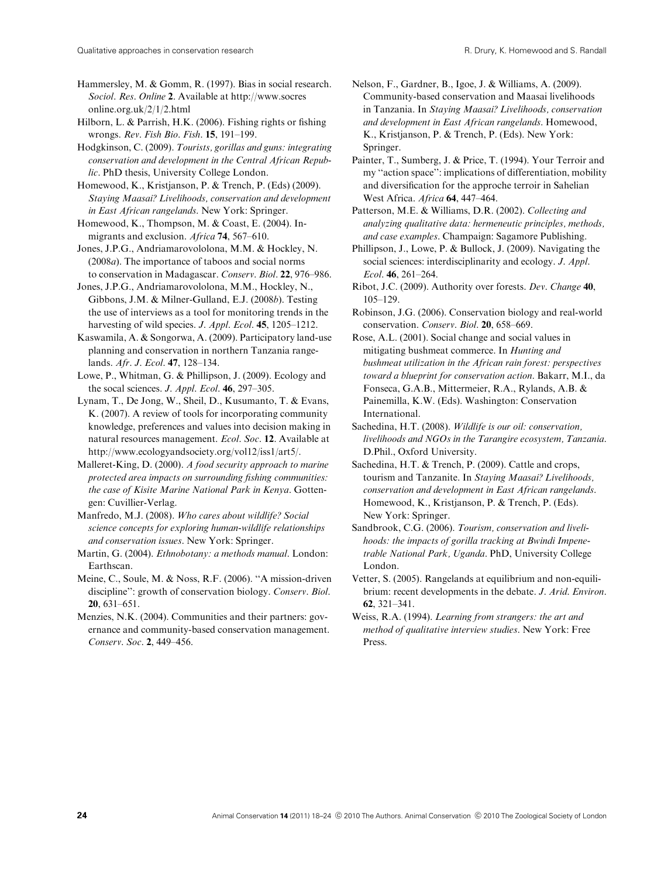Hammersley, M. & Gomm, R. (1997). Bias in social research. *Sociol. Res. Online* **2**. Available at http://www.socresonline.org.uk/2/1/2.html

Hilborn, L. & Parrish, H.K. (2006). Fishing rights or fishing wrongs. *Rev. Fish Bio. Fish.* **15**, 191–199.

Hodgkinson, C. (2009). *Tourists, gorillas and guns: integrating conservation and development in the Central African Republic*. PhD thesis, University College London.

Homewood, K., Kristjanson, P. & Trench, P. (Eds) (2009). *Staying Maasai? Livelihoods, conservation and development in East African rangelands*. New York: Springer.

Homewood, K., Thompson, M. & Coast, E. (2004). In-migrants and exclusion. *Africa* **74**, 567–610.

Jones, J.P.G., Andriamarovololona, M.M. & Hockley, N. (2008*a*). The importance of taboos and social norms to conservation in Madagascar. *Conserv. Biol.* **22**, 976–986.

Jones, J.P.G., Andriamarovololona, M.M., Hockley, N., Gibbons, J.M. & Milner-Gulland, E.J. (2008*b*). Testing the use of interviews as a tool for monitoring trends in the harvesting of wild species. *J. Appl. Ecol.* **45**, 1205–1212.

Kaswamila, A. & Songorwa, A. (2009). Participatory land-use planning and conservation in northern Tanzania rangelands. *Afr. J. Ecol.* **47**, 128–134.

Lowe, P., Whitman, G. & Phillipson, J. (2009). Ecology and the socal sciences. *J. Appl. Ecol.* **46**, 297–305.

Lynam, T., De Jong, W., Sheil, D., Kusumanto, T. & Evans, K. (2007). A review of tools for incorporating community knowledge, preferences and values into decision making in natural resources management. *Ecol. Soc.* **12**. Available at http://www.ecologyandsociety.org/vol12/iss1/art5/.

Malleret-King, D. (2000). *A food security approach to marine protected area impacts on surrounding fishing communities: the case of Kisite Marine National Park in Kenya*. Gottengen: Cuvillier-Verlag.

Manfredo, M.J. (2008). *Who cares about wildlife? Social science concepts for exploring human-wildlife relationships and conservation issues*. New York: Springer.

Martin, G. (2004). *Ethnobotany: a methods manual*. London: Earthscan.

Meine, C., Soule, M. & Noss, R.F. (2006). "A mission-driven discipline": growth of conservation biology. *Conserv. Biol.* **20**, 631–651.

Menzies, N.K. (2004). Communities and their partners: governance and community-based conservation management. *Conserv. Soc.* **2**, 449–456.

Nelson, F., Gardner, B., Igoe, J. & Williams, A. (2009). Community-based conservation and Maasai livelihoods in Tanzania. In *Staying Maasai? Livelihoods, conservation and development in East African rangelands*. Homewood, K., Kristjanson, P. & Trench, P. (Eds). New York: Springer.

Painter, T., Sumberg, J. & Price, T. (1994). Your Terroir and my "action space": implications of differentiation, mobility and diversification for the approche terroir in Sahelian West Africa. *Africa* **64**, 447–464.

Patterson, M.E. & Williams, D.R. (2002). *Collecting and analyzing qualitative data: hermeneutic principles, methods, and case examples*. Champaign: Sagamore Publishing.

Phillipson, J., Lowe, P. & Bullock, J. (2009). Navigating the social sciences: interdisciplinarity and ecology. *J. Appl. Ecol.* **46**, 261–264.

Ribot, J.C. (2009). Authority over forests. *Dev. Change* **40**, 105–129.

Robinson, J.G. (2006). Conservation biology and real-world conservation. *Conserv. Biol.* **20**, 658–669.

Rose, A.L. (2001). Social change and social values in mitigating bushmeat commerce. In *Hunting and bushmeat utilization in the African rain forest: perspectives toward a blueprint for conservation action*. Bakarr, M.I., da Fonseca, G.A.B., Mittermeier, R.A., Rylands, A.B. & Painemilla, K.W. (Eds). Washington: Conservation International.

Sachedina, H.T. (2008). *Wildlife is our oil: conservation, livelihoods and NGOs in the Tarangire ecosystem, Tanzania*. D.Phil., Oxford University.

Sachedina, H.T. & Trench, P. (2009). Cattle and crops, tourism and Tanzanite. In *Staying Maasai? Livelihoods, conservation and development in East African rangelands*. Homewood, K., Kristjanson, P. & Trench, P. (Eds). New York: Springer.

Sandbrook, C.G. (2006). *Tourism, conservation and livelihoods: the impacts of gorilla tracking at Bwindi Impenetrable National Park, Uganda*. PhD, University College London.

Vetter, S. (2005). Rangelands at equilibrium and non-equilibrium: recent developments in the debate. *J. Arid. Environ.* **62**, 321–341.

Weiss, R.A. (1994). *Learning from strangers: the art and method of qualitative interview studies*. New York: Free Press.